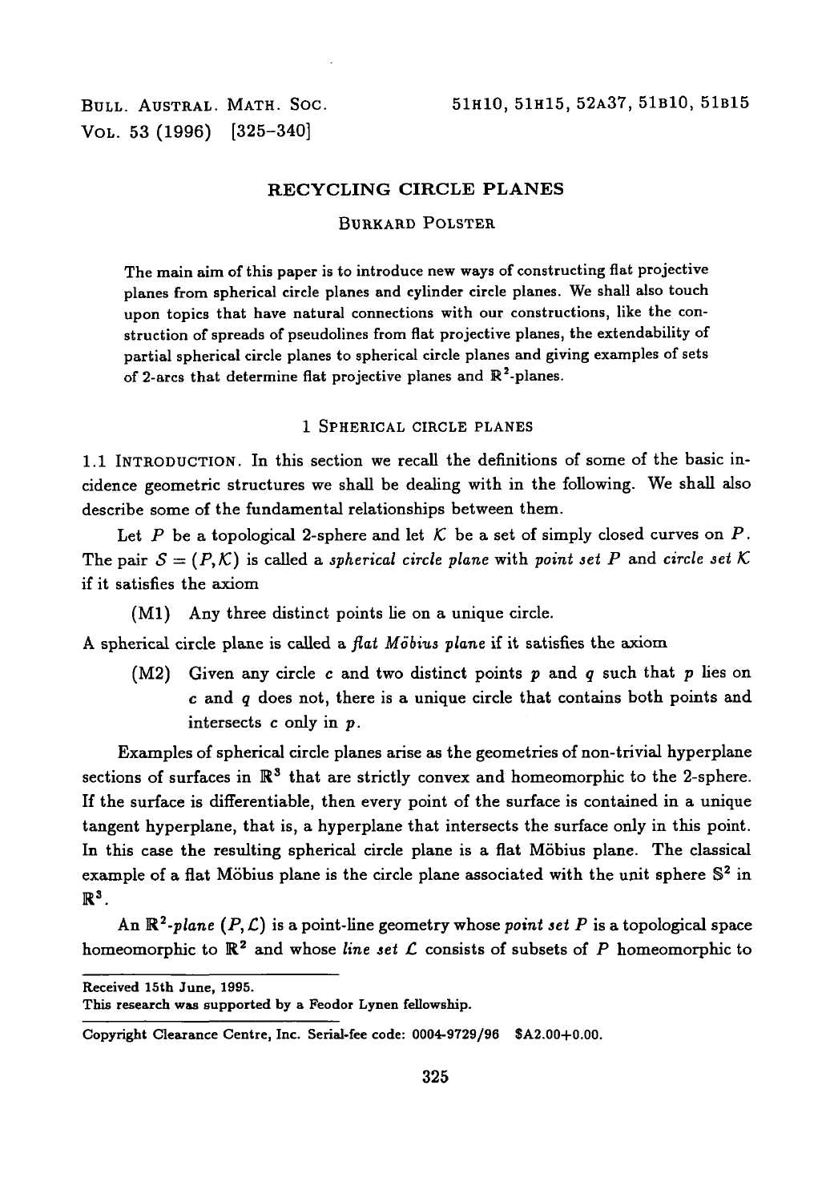# RECYCLING CIRCLE PLANES

BURKARD POLSTER

The main aim of this paper is to introduce new ways of constructing flat projective planes from spherical circle planes and cylinder circle planes. We shall also touch upon topics that have natural connections with our constructions, like the construction of spreads of pseudolines from flat projective planes, the extendability of partial spherical circle planes to spherical circle planes and giving examples of sets of 2-arcs that determine flat projective planes and $\mathbb{R}^2$-planes.

## 1 SPHERICAL CIRCLE PLANES

1.1 INTRODUCTION. In this section we recall the definitions of some of the basic incidence geometric structures we shall be dealing with in the following. We shall also describe some of the fundamental relationships between them.

Let $P$ be a topological 2-sphere and let $\mathcal{K}$ be a set of simply closed curves on $P$. The pair $\mathcal{S} = (P, \mathcal{K})$ is called a *spherical circle plane* with *point set* $P$ and *circle set* $\mathcal{K}$ if it satisfies the axiom

(M1) Any three distinct points lie on a unique circle.

A spherical circle plane is called a *flat Möbius plane* if it satisfies the axiom

(M2) Given any circle $c$ and two distinct points $p$ and $q$ such that $p$ lies on $c$ and $q$ does not, there is a unique circle that contains both points and intersects $c$ only in $p$.

Examples of spherical circle planes arise as the geometries of non-trivial hyperplane sections of surfaces in $\mathbb{R}^3$ that are strictly convex and homeomorphic to the 2-sphere. If the surface is differentiable, then every point of the surface is contained in a unique tangent hyperplane, that is, a hyperplane that intersects the surface only in this point. In this case the resulting spherical circle plane is a flat Möbius plane. The classical example of a flat Möbius plane is the circle plane associated with the unit sphere $\mathbb{S}^2$ in $\mathbb{R}^3$.

An $\mathbb{R}^2$*-plane* $(P, \mathcal{L})$ is a point-line geometry whose *point set* $P$ is a topological space homeomorphic to $\mathbb{R}^2$ and whose *line set* $\mathcal{L}$ consists of subsets of $P$ homeomorphic to

---

Received 15th June, 1995.

This research was supported by a Feodor Lynen fellowship.

Copyright Clearance Centre, Inc. Serial-fee code: 0004-9729/96 $A2.00+0.00.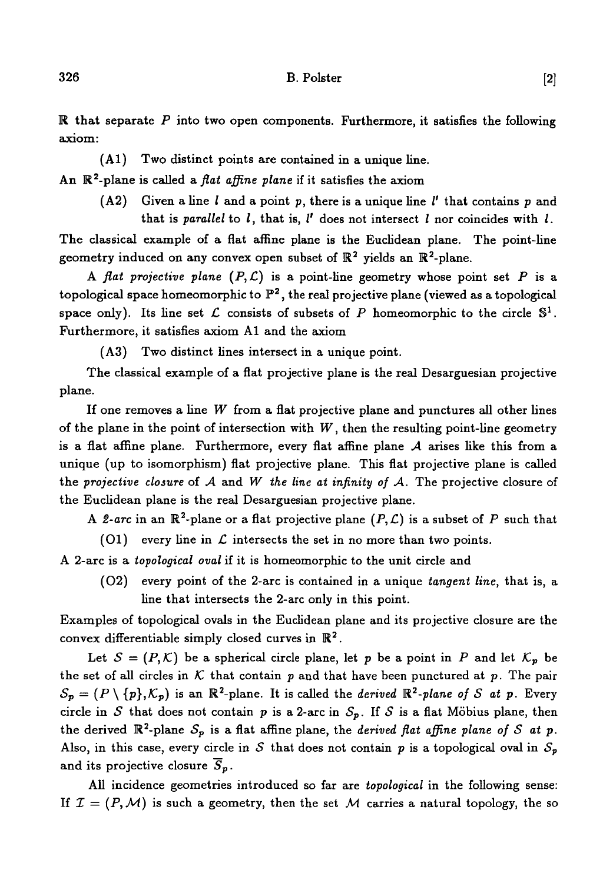$\mathbb{R}$ that separate $P$ into two open components. Furthermore, it satisfies the following axiom:

(A1) Two distinct points are contained in a unique line.

An $\mathbb{R}^2$-plane is called a *flat affine plane* if it satisfies the axiom

(A2) Given a line $l$ and a point $p$, there is a unique line $l'$ that contains $p$ and that is *parallel* to $l$, that is, $l'$ does not intersect $l$ nor coincides with $l$.

The classical example of a flat affine plane is the Euclidean plane. The point-line geometry induced on any convex open subset of $\mathbb{R}^2$ yields an $\mathbb{R}^2$-plane.

A *flat projective plane* $(P, \mathcal{L})$ is a point-line geometry whose point set $P$ is a topological space homeomorphic to $\mathbb{P}^2$, the real projective plane (viewed as a topological space only). Its line set $\mathcal{L}$ consists of subsets of $P$ homeomorphic to the circle $\mathbb{S}^1$. Furthermore, it satisfies axiom A1 and the axiom

(A3) Two distinct lines intersect in a unique point.

The classical example of a flat projective plane is the real Desarguesian projective plane.

If one removes a line $W$ from a flat projective plane and punctures all other lines of the plane in the point of intersection with $W$, then the resulting point-line geometry is a flat affine plane. Furthermore, every flat affine plane $\mathcal{A}$ arises like this from a unique (up to isomorphism) flat projective plane. This flat projective plane is called the *projective closure* of $\mathcal{A}$ and $W$ *the line at infinity of* $\mathcal{A}$. The projective closure of the Euclidean plane is the real Desarguesian projective plane.

A *2-arc* in an $\mathbb{R}^2$-plane or a flat projective plane $(P, \mathcal{L})$ is a subset of $P$ such that

(O1) every line in $\mathcal{L}$ intersects the set in no more than two points.

A 2-arc is a *topological oval* if it is homeomorphic to the unit circle and

(O2) every point of the 2-arc is contained in a unique *tangent line*, that is, a line that intersects the 2-arc only in this point.

Examples of topological ovals in the Euclidean plane and its projective closure are the convex differentiable simply closed curves in $\mathbb{R}^2$.

Let $\mathcal{S} = (P, \mathcal{K})$ be a spherical circle plane, let $p$ be a point in $P$ and let $\mathcal{K}_p$ be the set of all circles in $\mathcal{K}$ that contain $p$ and that have been punctured at $p$. The pair $\mathcal{S}_p = (P \setminus \{p\}, \mathcal{K}_p)$ is an $\mathbb{R}^2$-plane. It is called the *derived* $\mathbb{R}^2$*-plane of* $\mathcal{S}$ *at* $p$. Every circle in $\mathcal{S}$ that does not contain $p$ is a 2-arc in $\mathcal{S}_p$. If $\mathcal{S}$ is a flat Möbius plane, then the derived $\mathbb{R}^2$-plane $\mathcal{S}_p$ is a flat affine plane, the *derived flat affine plane of* $\mathcal{S}$ *at* $p$. Also, in this case, every circle in $\mathcal{S}$ that does not contain $p$ is a topological oval in $\mathcal{S}_p$ and its projective closure $\overline{\mathcal{S}}_p$.

All incidence geometries introduced so far are *topological* in the following sense: If $\mathcal{I} = (P, \mathcal{M})$ is such a geometry, then the set $\mathcal{M}$ carries a natural topology, the so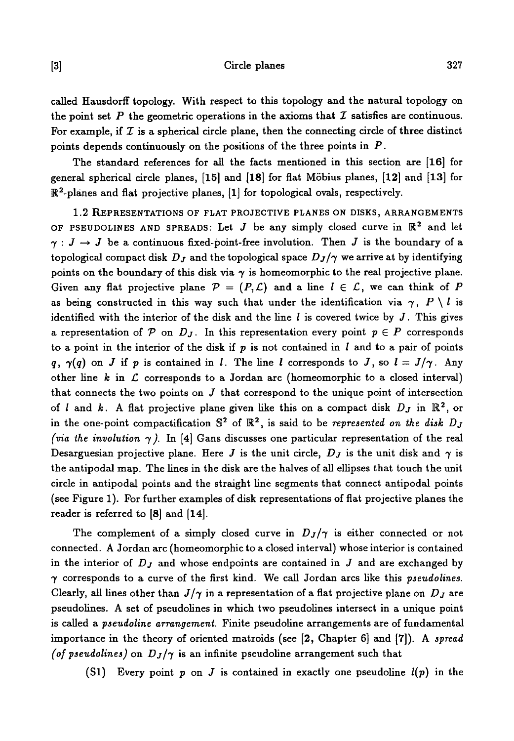called Hausdorff topology. With respect to this topology and the natural topology on the point set $P$ the geometric operations in the axioms that $\mathcal{I}$ satisfies are continuous. For example, if $\mathcal{I}$ is a spherical circle plane, then the connecting circle of three distinct points depends continuously on the positions of the three points in $P$.

The standard references for all the facts mentioned in this section are **[16]** for general spherical circle planes, **[15]** and **[18]** for flat Möbius planes, **[12]** and **[13]** for $\mathbb{R}^2$-planes and flat projective planes, **[1]** for topological ovals, respectively.

1.2 Representations of flat projective planes on disks, arrangements of pseudolines and spreads: Let $J$ be any simply closed curve in $\mathbb{R}^2$ and let $\gamma : J \to J$ be a continuous fixed-point-free involution. Then $J$ is the boundary of a topological compact disk $D_J$ and the topological space $D_J/\gamma$ we arrive at by identifying points on the boundary of this disk via $\gamma$ is homeomorphic to the real projective plane. Given any flat projective plane $\mathcal{P} = (P, \mathcal{L})$ and a line $l \in \mathcal{L}$, we can think of $P$ as being constructed in this way such that under the identification via $\gamma$, $P \setminus l$ is identified with the interior of the disk and the line $l$ is covered twice by $J$. This gives a representation of $\mathcal{P}$ on $D_J$. In this representation every point $p \in P$ corresponds to a point in the interior of the disk if $p$ is not contained in $l$ and to a pair of points $q$, $\gamma(q)$ on $J$ if $p$ is contained in $l$. The line $l$ corresponds to $J$, so $l = J/\gamma$. Any other line $k$ in $\mathcal{L}$ corresponds to a Jordan arc (homeomorphic to a closed interval) that connects the two points on $J$ that correspond to the unique point of intersection of $l$ and $k$. A flat projective plane given like this on a compact disk $D_J$ in $\mathbb{R}^2$, or in the one-point compactification $\mathbb{S}^2$ of $\mathbb{R}^2$, is said to be *represented on the disk $D_J$ (via the involution $\gamma$)*. In [4] Gans discusses one particular representation of the real Desarguesian projective plane. Here $J$ is the unit circle, $D_J$ is the unit disk and $\gamma$ is the antipodal map. The lines in the disk are the halves of all ellipses that touch the unit circle in antipodal points and the straight line segments that connect antipodal points (see Figure 1). For further examples of disk representations of flat projective planes the reader is referred to **[8]** and **[14]**.

The complement of a simply closed curve in $D_J/\gamma$ is either connected or not connected. A Jordan arc (homeomorphic to a closed interval) whose interior is contained in the interior of $D_J$ and whose endpoints are contained in $J$ and are exchanged by $\gamma$ corresponds to a curve of the first kind. We call Jordan arcs like this *pseudolines*. Clearly, all lines other than $J/\gamma$ in a representation of a flat projective plane on $D_J$ are pseudolines. A set of pseudolines in which two pseudolines intersect in a unique point is called a *pseudoline arrangement*. Finite pseudoline arrangements are of fundamental importance in the theory of oriented matroids (see **[2**, Chapter 6**]** and **[7]**). A *spread (of pseudolines)* on $D_J/\gamma$ is an infinite pseudoline arrangement such that

(S1) Every point $p$ on $J$ is contained in exactly one pseudoline $l(p)$ in the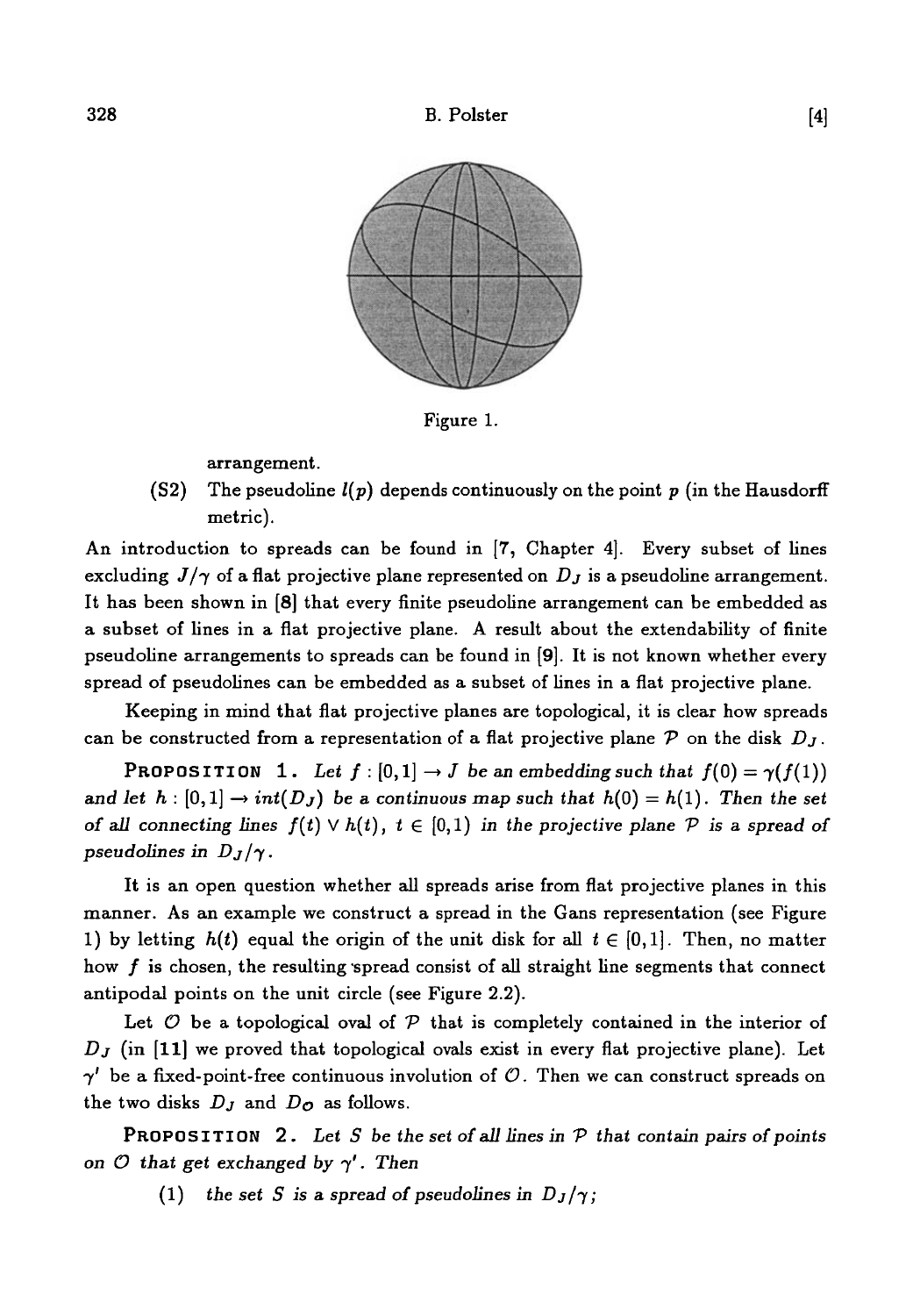Figure 1.

arrangement.

(S2) The pseudoline $l(p)$ depends continuously on the point $p$ (in the Hausdorff metric).

An introduction to spreads can be found in [7, Chapter 4]. Every subset of lines excluding $J/\gamma$ of a flat projective plane represented on $D_J$ is a pseudoline arrangement. It has been shown in [8] that every finite pseudoline arrangement can be embedded as a subset of lines in a flat projective plane. A result about the extendability of finite pseudoline arrangements to spreads can be found in [9]. It is not known whether every spread of pseudolines can be embedded as a subset of lines in a flat projective plane.

Keeping in mind that flat projective planes are topological, it is clear how spreads can be constructed from a representation of a flat projective plane $\mathcal{P}$ on the disk $D_J$.

**PROPOSITION 1.** *Let $f : [0,1] \to J$ be an embedding such that $f(0) = \gamma(f(1))$ and let $h : [0,1] \to int(D_J)$ be a continuous map such that $h(0) = h(1)$. Then the set of all connecting lines $f(t) \vee h(t)$, $t \in [0,1)$ in the projective plane $\mathcal{P}$ is a spread of pseudolines in $D_J/\gamma$.*

It is an open question whether all spreads arise from flat projective planes in this manner. As an example we construct a spread in the Gans representation (see Figure 1) by letting $h(t)$ equal the origin of the unit disk for all $t \in [0,1]$. Then, no matter how $f$ is chosen, the resulting spread consist of all straight line segments that connect antipodal points on the unit circle (see Figure 2.2).

Let $\mathcal{O}$ be a topological oval of $\mathcal{P}$ that is completely contained in the interior of $D_J$ (in [11] we proved that topological ovals exist in every flat projective plane). Let $\gamma'$ be a fixed-point-free continuous involution of $\mathcal{O}$. Then we can construct spreads on the two disks $D_J$ and $D_{\mathcal{O}}$ as follows.

**PROPOSITION 2.** *Let $S$ be the set of all lines in $\mathcal{P}$ that contain pairs of points on $\mathcal{O}$ that get exchanged by $\gamma'$. Then*

(1) *the set $S$ is a spread of pseudolines in $D_J/\gamma$;*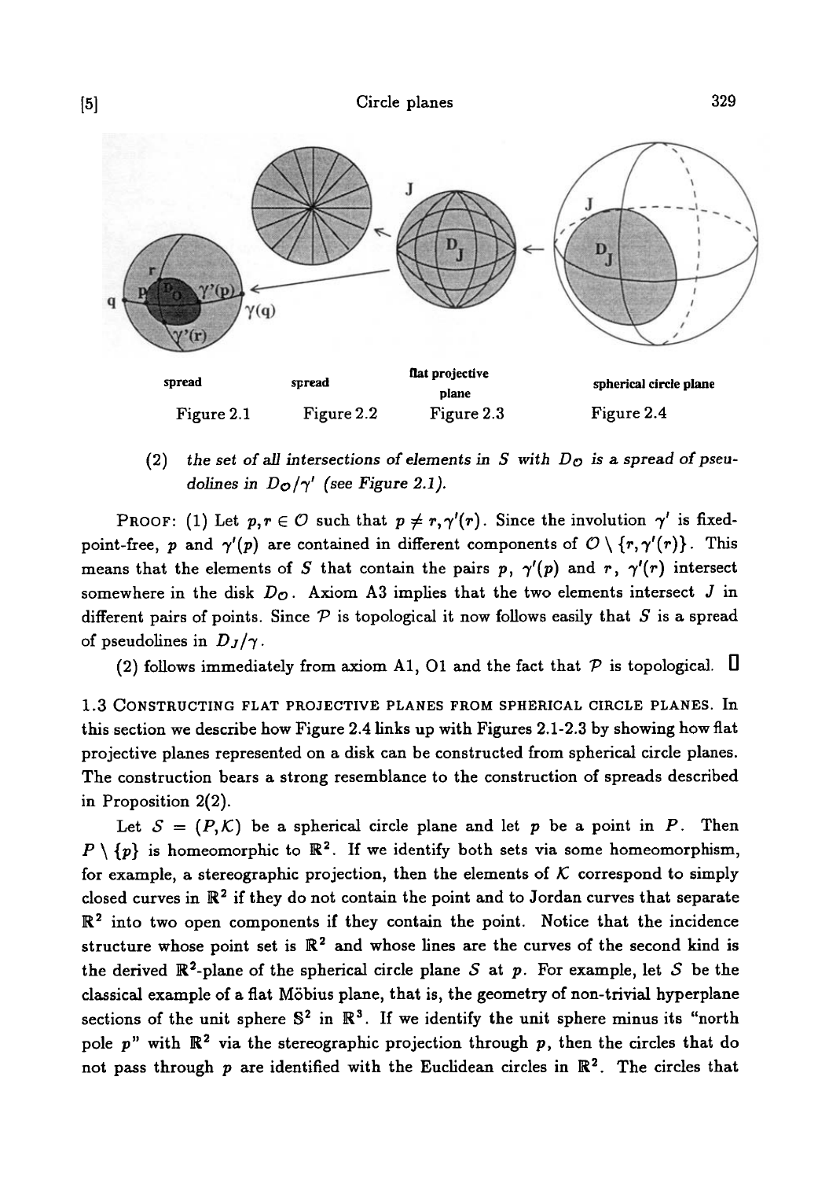spread

Figure 2.1

spread

Figure 2.2

flat projective plane

Figure 2.3

spherical circle plane

Figure 2.4

(2) *the set of all intersections of elements in $S$ with $D_{\mathcal{O}}$ is a spread of pseudolines in $D_{\mathcal{O}}/\gamma'$ (see Figure 2.1).*

PROOF: (1) Let $p, r \in \mathcal{O}$ such that $p \neq r, \gamma'(r)$. Since the involution $\gamma'$ is fixed-point-free, $p$ and $\gamma'(p)$ are contained in different components of $\mathcal{O} \setminus \{r, \gamma'(r)\}$. This means that the elements of $S$ that contain the pairs $p$, $\gamma'(p)$ and $r$, $\gamma'(r)$ intersect somewhere in the disk $D_{\mathcal{O}}$. Axiom A3 implies that the two elements intersect $J$ in different pairs of points. Since $\mathcal{P}$ is topological it now follows easily that $S$ is a spread of pseudolines in $D_J/\gamma$.

(2) follows immediately from axiom A1, O1 and the fact that $\mathcal{P}$ is topological. $\square$

1.3 CONSTRUCTING FLAT PROJECTIVE PLANES FROM SPHERICAL CIRCLE PLANES. In this section we describe how Figure 2.4 links up with Figures 2.1-2.3 by showing how flat projective planes represented on a disk can be constructed from spherical circle planes. The construction bears a strong resemblance to the construction of spreads described in Proposition 2(2).

Let $\mathcal{S} = (P, \mathcal{K})$ be a spherical circle plane and let $p$ be a point in $P$. Then $P \setminus \{p\}$ is homeomorphic to $\mathbb{R}^2$. If we identify both sets via some homeomorphism, for example, a stereographic projection, then the elements of $\mathcal{K}$ correspond to simply closed curves in $\mathbb{R}^2$ if they do not contain the point and to Jordan curves that separate $\mathbb{R}^2$ into two open components if they contain the point. Notice that the incidence structure whose point set is $\mathbb{R}^2$ and whose lines are the curves of the second kind is the derived $\mathbb{R}^2$-plane of the spherical circle plane $\mathcal{S}$ at $p$. For example, let $\mathcal{S}$ be the classical example of a flat Möbius plane, that is, the geometry of non-trivial hyperplane sections of the unit sphere $\mathbb{S}^2$ in $\mathbb{R}^3$. If we identify the unit sphere minus its "north pole $p$" with $\mathbb{R}^2$ via the stereographic projection through $p$, then the circles that do not pass through $p$ are identified with the Euclidean circles in $\mathbb{R}^2$. The circles that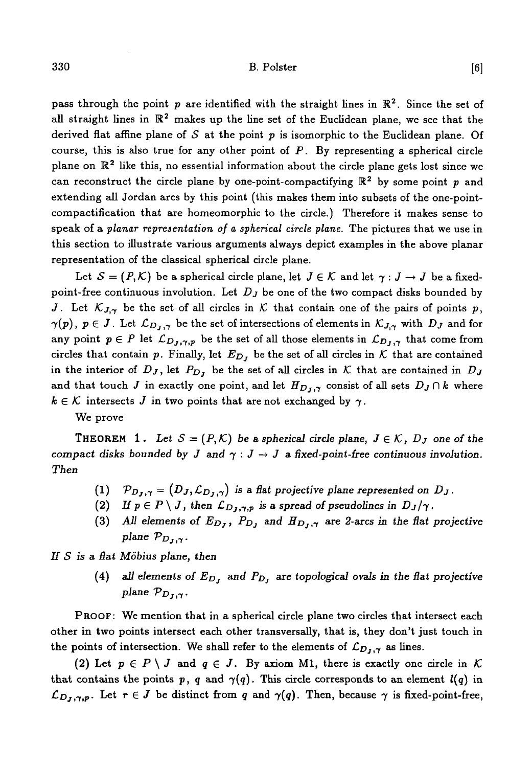pass through the point $p$ are identified with the straight lines in $\mathbb{R}^2$. Since the set of all straight lines in $\mathbb{R}^2$ makes up the line set of the Euclidean plane, we see that the derived flat affine plane of $\mathcal{S}$ at the point $p$ is isomorphic to the Euclidean plane. Of course, this is also true for any other point of $P$. By representing a spherical circle plane on $\mathbb{R}^2$ like this, no essential information about the circle plane gets lost since we can reconstruct the circle plane by one-point-compactifying $\mathbb{R}^2$ by some point $p$ and extending all Jordan arcs by this point (this makes them into subsets of the one-point-compactification that are homeomorphic to the circle.) Therefore it makes sense to speak of a *planar representation of a spherical circle plane.* The pictures that we use in this section to illustrate various arguments always depict examples in the above planar representation of the classical spherical circle plane.

Let $\mathcal{S} = (P, \mathcal{K})$ be a spherical circle plane, let $J \in \mathcal{K}$ and let $\gamma : J \to J$ be a fixed-point-free continuous involution. Let $D_J$ be one of the two compact disks bounded by $J$. Let $\mathcal{K}_{J,\gamma}$ be the set of all circles in $\mathcal{K}$ that contain one of the pairs of points $p$, $\gamma(p)$, $p \in J$. Let $\mathcal{L}_{D_J,\gamma}$ be the set of intersections of elements in $\mathcal{K}_{J,\gamma}$ with $D_J$ and for any point $p \in P$ let $\mathcal{L}_{D_J,\gamma,p}$ be the set of all those elements in $\mathcal{L}_{D_J,\gamma}$ that come from circles that contain $p$. Finally, let $E_{D_J}$ be the set of all circles in $\mathcal{K}$ that are contained in the interior of $D_J$, let $P_{D_J}$ be the set of all circles in $\mathcal{K}$ that are contained in $D_J$ and that touch $J$ in exactly one point, and let $H_{D_J,\gamma}$ consist of all sets $D_J \cap k$ where $k \in \mathcal{K}$ intersects $J$ in two points that are not exchanged by $\gamma$.

We prove

**THEOREM 1.** *Let $\mathcal{S} = (P, \mathcal{K})$ be a spherical circle plane, $J \in \mathcal{K}$, $D_J$ one of the compact disks bounded by $J$ and $\gamma : J \to J$ a fixed-point-free continuous involution. Then*

(1) *$\mathcal{P}_{D_J,\gamma} = (D_J, \mathcal{L}_{D_J,\gamma})$ is a flat projective plane represented on $D_J$.*

(2) *If $p \in P \setminus J$, then $\mathcal{L}_{D_J,\gamma,p}$ is a spread of pseudolines in $D_J/\gamma$.*

(3) *All elements of $E_{D_J}$, $P_{D_J}$ and $H_{D_J,\gamma}$ are 2-arcs in the flat projective plane $\mathcal{P}_{D_J,\gamma}$.*

*If $\mathcal{S}$ is a flat Möbius plane, then*

(4) *all elements of $E_{D_J}$ and $P_{D_J}$ are topological ovals in the flat projective plane $\mathcal{P}_{D_J,\gamma}$.*

PROOF: We mention that in a spherical circle plane two circles that intersect each other in two points intersect each other transversally, that is, they don't just touch in the points of intersection. We shall refer to the elements of $\mathcal{L}_{D_J,\gamma}$ as lines.

(2) Let $p \in P \setminus J$ and $q \in J$. By axiom M1, there is exactly one circle in $\mathcal{K}$ that contains the points $p$, $q$ and $\gamma(q)$. This circle corresponds to an element $l(q)$ in $\mathcal{L}_{D_J,\gamma,p}$. Let $r \in J$ be distinct from $q$ and $\gamma(q)$. Then, because $\gamma$ is fixed-point-free,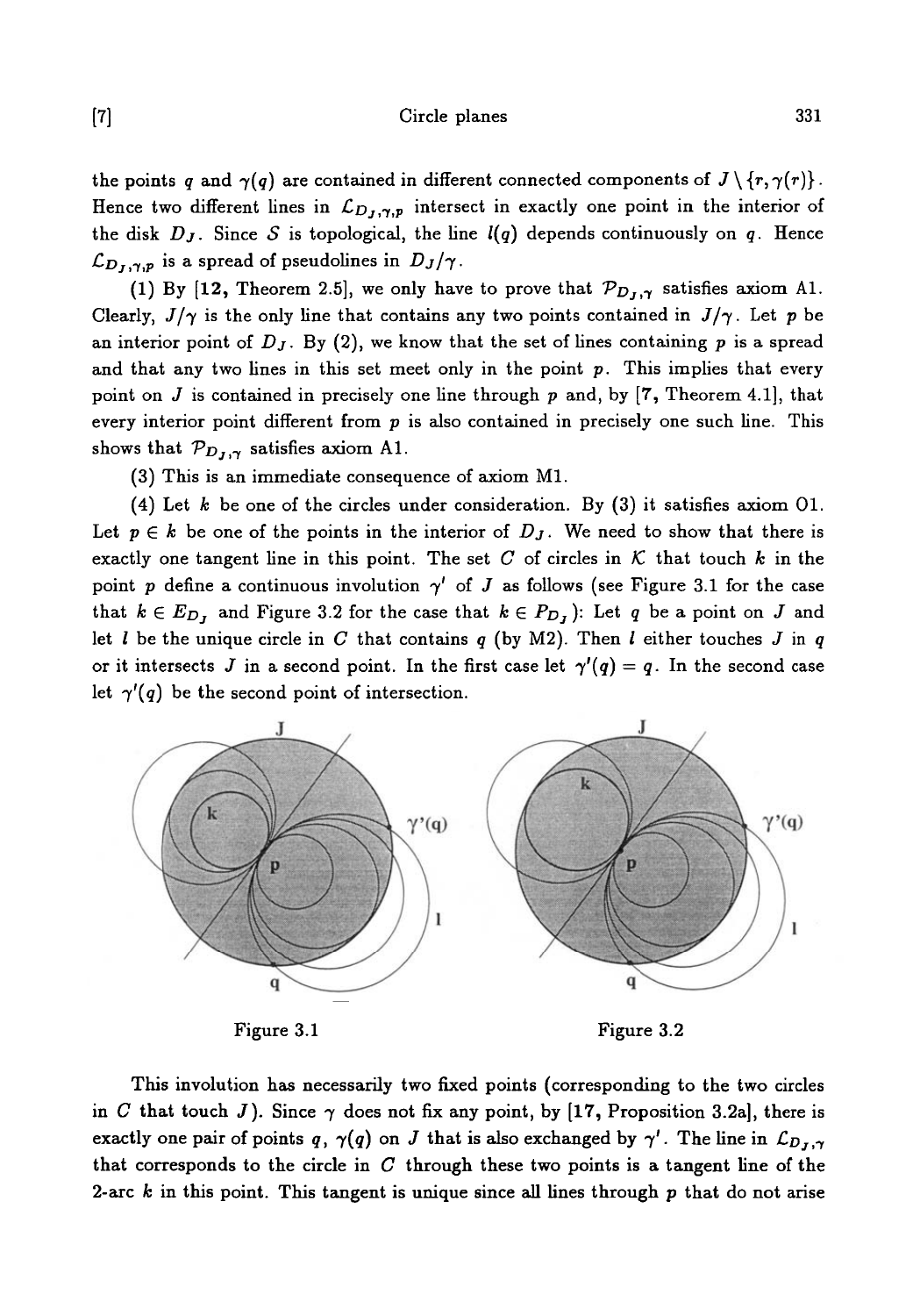the points $q$ and $\gamma(q)$ are contained in different connected components of $J \setminus \{r, \gamma(r)\}$. Hence two different lines in $\mathcal{L}_{D_J,\gamma,p}$ intersect in exactly one point in the interior of the disk $D_J$. Since $\mathcal{S}$ is topological, the line $l(q)$ depends continuously on $q$. Hence $\mathcal{L}_{D_J,\gamma,p}$ is a spread of pseudolines in $D_J/\gamma$.

(1) By [**12**, Theorem 2.5], we only have to prove that $\mathcal{P}_{D_J,\gamma}$ satisfies axiom A1. Clearly, $J/\gamma$ is the only line that contains any two points contained in $J/\gamma$. Let $p$ be an interior point of $D_J$. By (2), we know that the set of lines containing $p$ is a spread and that any two lines in this set meet only in the point $p$. This implies that every point on $J$ is contained in precisely one line through $p$ and, by [**7**, Theorem 4.1], that every interior point different from $p$ is also contained in precisely one such line. This shows that $\mathcal{P}_{D_J,\gamma}$ satisfies axiom A1.

(3) This is an immediate consequence of axiom M1.

(4) Let $k$ be one of the circles under consideration. By (3) it satisfies axiom O1. Let $p \in k$ be one of the points in the interior of $D_J$. We need to show that there is exactly one tangent line in this point. The set $C$ of circles in $\mathcal{K}$ that touch $k$ in the point $p$ define a continuous involution $\gamma'$ of $J$ as follows (see Figure 3.1 for the case that $k \in E_{D_J}$ and Figure 3.2 for the case that $k \in P_{D_J}$): Let $q$ be a point on $J$ and let $l$ be the unique circle in $C$ that contains $q$ (by M2). Then $l$ either touches $J$ in $q$ or it intersects $J$ in a second point. In the first case let $\gamma'(q) = q$. In the second case let $\gamma'(q)$ be the second point of intersection.

Figure 3.1

Figure 3.2

This involution has necessarily two fixed points (corresponding to the two circles in $C$ that touch $J$). Since $\gamma$ does not fix any point, by [**17**, Proposition 3.2a], there is exactly one pair of points $q$, $\gamma(q)$ on $J$ that is also exchanged by $\gamma'$. The line in $\mathcal{L}_{D_J,\gamma}$ that corresponds to the circle in $C$ through these two points is a tangent line of the 2-arc $k$ in this point. This tangent is unique since all lines through $p$ that do not arise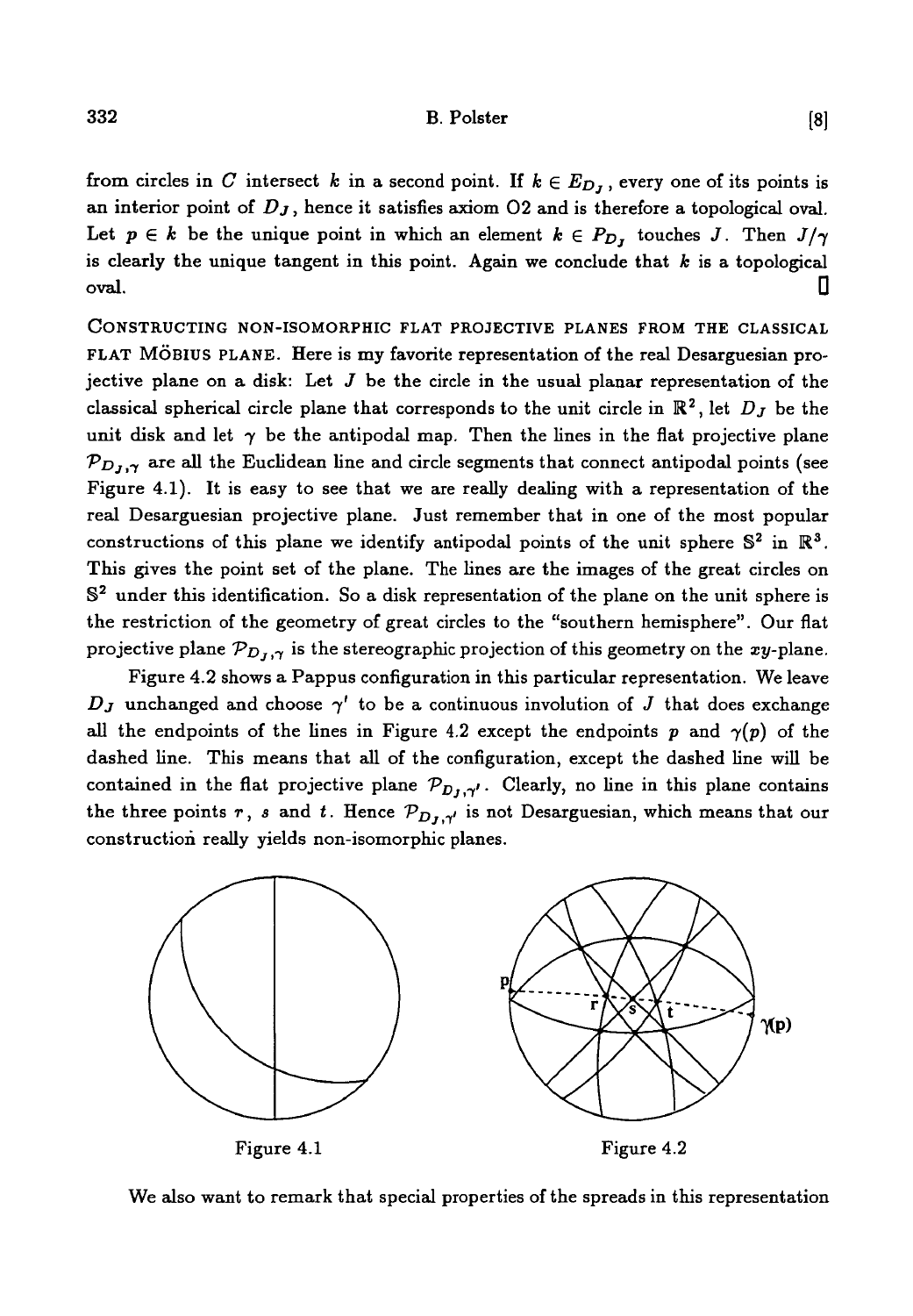from circles in $C$ intersect $k$ in a second point. If $k \in E_{D_J}$, every one of its points is an interior point of $D_J$, hence it satisfies axiom O2 and is therefore a topological oval. Let $p \in k$ be the unique point in which an element $k \in P_{D_J}$ touches $J$. Then $J/\gamma$ is clearly the unique tangent in this point. Again we conclude that $k$ is a topological oval. □

CONSTRUCTING NON-ISOMORPHIC FLAT PROJECTIVE PLANES FROM THE CLASSICAL FLAT MÖBIUS PLANE. Here is my favorite representation of the real Desarguesian projective plane on a disk: Let $J$ be the circle in the usual planar representation of the classical spherical circle plane that corresponds to the unit circle in $\mathbb{R}^2$, let $D_J$ be the unit disk and let $\gamma$ be the antipodal map. Then the lines in the flat projective plane $\mathcal{P}_{D_J,\gamma}$ are all the Euclidean line and circle segments that connect antipodal points (see Figure 4.1). It is easy to see that we are really dealing with a representation of the real Desarguesian projective plane. Just remember that in one of the most popular constructions of this plane we identify antipodal points of the unit sphere $\mathbb{S}^2$ in $\mathbb{R}^3$. This gives the point set of the plane. The lines are the images of the great circles on $\mathbb{S}^2$ under this identification. So a disk representation of the plane on the unit sphere is the restriction of the geometry of great circles to the "southern hemisphere". Our flat projective plane $\mathcal{P}_{D_J,\gamma}$ is the stereographic projection of this geometry on the $xy$-plane.

Figure 4.2 shows a Pappus configuration in this particular representation. We leave $D_J$ unchanged and choose $\gamma'$ to be a continuous involution of $J$ that does exchange all the endpoints of the lines in Figure 4.2 except the endpoints $p$ and $\gamma(p)$ of the dashed line. This means that all of the configuration, except the dashed line will be contained in the flat projective plane $\mathcal{P}_{D_J,\gamma'}$. Clearly, no line in this plane contains the three points $r$, $s$ and $t$. Hence $\mathcal{P}_{D_J,\gamma'}$ is not Desarguesian, which means that our construction really yields non-isomorphic planes.

Figure 4.1

Figure 4.2

We also want to remark that special properties of the spreads in this representation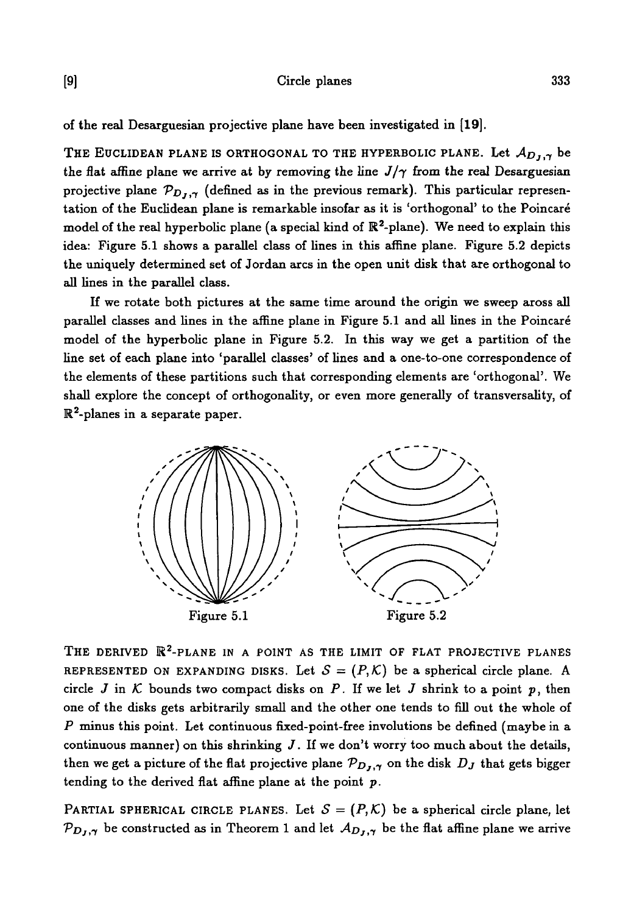of the real Desarguesian projective plane have been investigated in [19].

THE EUCLIDEAN PLANE IS ORTHOGONAL TO THE HYPERBOLIC PLANE. Let $\mathcal{A}_{D_J,\gamma}$ be the flat affine plane we arrive at by removing the line $J/\gamma$ from the real Desarguesian projective plane $\mathcal{P}_{D_J,\gamma}$ (defined as in the previous remark). This particular representation of the Euclidean plane is remarkable insofar as it is 'orthogonal' to the Poincaré model of the real hyperbolic plane (a special kind of $\mathbb{R}^2$-plane). We need to explain this idea: Figure 5.1 shows a parallel class of lines in this affine plane. Figure 5.2 depicts the uniquely determined set of Jordan arcs in the open unit disk that are orthogonal to all lines in the parallel class.

If we rotate both pictures at the same time around the origin we sweep aross all parallel classes and lines in the affine plane in Figure 5.1 and all lines in the Poincaré model of the hyperbolic plane in Figure 5.2. In this way we get a partition of the line set of each plane into 'parallel classes' of lines and a one-to-one correspondence of the elements of these partitions such that corresponding elements are 'orthogonal'. We shall explore the concept of orthogonality, or even more generally of transversality, of $\mathbb{R}^2$-planes in a separate paper.

Figure 5.1

Figure 5.2

THE DERIVED $\mathbb{R}^2$-PLANE IN A POINT AS THE LIMIT OF FLAT PROJECTIVE PLANES REPRESENTED ON EXPANDING DISKS. Let $\mathcal{S} = (P, \mathcal{K})$ be a spherical circle plane. A circle $J$ in $\mathcal{K}$ bounds two compact disks on $P$. If we let $J$ shrink to a point $p$, then one of the disks gets arbitrarily small and the other one tends to fill out the whole of $P$ minus this point. Let continuous fixed-point-free involutions be defined (maybe in a continuous manner) on this shrinking $J$. If we don't worry too much about the details, then we get a picture of the flat projective plane $\mathcal{P}_{D_J,\gamma}$ on the disk $D_J$ that gets bigger tending to the derived flat affine plane at the point $p$.

PARTIAL SPHERICAL CIRCLE PLANES. Let $\mathcal{S} = (P, \mathcal{K})$ be a spherical circle plane, let $\mathcal{P}_{D_J,\gamma}$ be constructed as in Theorem 1 and let $\mathcal{A}_{D_J,\gamma}$ be the flat affine plane we arrive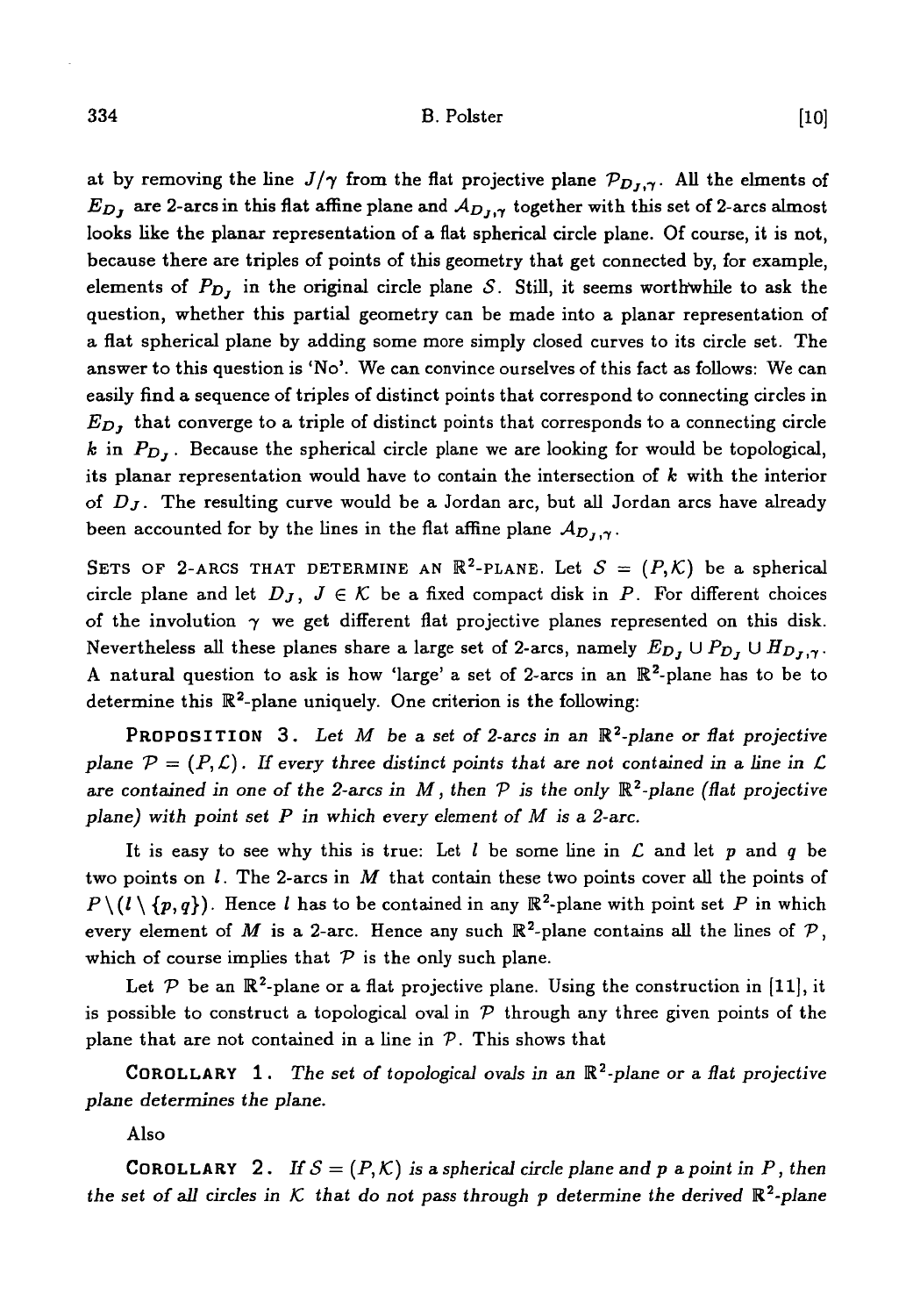at by removing the line $J/\gamma$ from the flat projective plane $\mathcal{P}_{D_J,\gamma}$. All the elments of $E_{D_J}$ are 2-arcs in this flat affine plane and $\mathcal{A}_{D_J,\gamma}$ together with this set of 2-arcs almost looks like the planar representation of a flat spherical circle plane. Of course, it is not, because there are triples of points of this geometry that get connected by, for example, elements of $P_{D_J}$ in the original circle plane $\mathcal{S}$. Still, it seems worthwhile to ask the question, whether this partial geometry can be made into a planar representation of a flat spherical plane by adding some more simply closed curves to its circle set. The answer to this question is 'No'. We can convince ourselves of this fact as follows: We can easily find a sequence of triples of distinct points that correspond to connecting circles in $E_{D_J}$ that converge to a triple of distinct points that corresponds to a connecting circle $k$ in $P_{D_J}$. Because the spherical circle plane we are looking for would be topological, its planar representation would have to contain the intersection of $k$ with the interior of $D_J$. The resulting curve would be a Jordan arc, but all Jordan arcs have already been accounted for by the lines in the flat affine plane $\mathcal{A}_{D_J,\gamma}$.

SETS OF 2-ARCS THAT DETERMINE AN $\mathbb{R}^2$-PLANE. Let $\mathcal{S} = (P, \mathcal{K})$ be a spherical circle plane and let $D_J$, $J \in \mathcal{K}$ be a fixed compact disk in $P$. For different choices of the involution $\gamma$ we get different flat projective planes represented on this disk. Nevertheless all these planes share a large set of 2-arcs, namely $E_{D_J} \cup P_{D_J} \cup H_{D_J,\gamma}$. A natural question to ask is how 'large' a set of 2-arcs in an $\mathbb{R}^2$-plane has to be to determine this $\mathbb{R}^2$-plane uniquely. One criterion is the following:

**PROPOSITION 3.** *Let $M$ be a set of 2-arcs in an $\mathbb{R}^2$-plane or flat projective plane $\mathcal{P} = (P, \mathcal{L})$. If every three distinct points that are not contained in a line in $\mathcal{L}$ are contained in one of the 2-arcs in $M$, then $\mathcal{P}$ is the only $\mathbb{R}^2$-plane (flat projective plane) with point set $P$ in which every element of $M$ is a 2-arc.*

It is easy to see why this is true: Let $l$ be some line in $\mathcal{L}$ and let $p$ and $q$ be two points on $l$. The 2-arcs in $M$ that contain these two points cover all the points of $P \setminus (l \setminus \{p, q\})$. Hence $l$ has to be contained in any $\mathbb{R}^2$-plane with point set $P$ in which every element of $M$ is a 2-arc. Hence any such $\mathbb{R}^2$-plane contains all the lines of $\mathcal{P}$, which of course implies that $\mathcal{P}$ is the only such plane.

Let $\mathcal{P}$ be an $\mathbb{R}^2$-plane or a flat projective plane. Using the construction in [11], it is possible to construct a topological oval in $\mathcal{P}$ through any three given points of the plane that are not contained in a line in $\mathcal{P}$. This shows that

**COROLLARY 1.** *The set of topological ovals in an $\mathbb{R}^2$-plane or a flat projective plane determines the plane.*

Also

**COROLLARY 2.** *If $\mathcal{S} = (P, \mathcal{K})$ is a spherical circle plane and $p$ a point in $P$, then the set of all circles in $\mathcal{K}$ that do not pass through $p$ determine the derived $\mathbb{R}^2$-plane*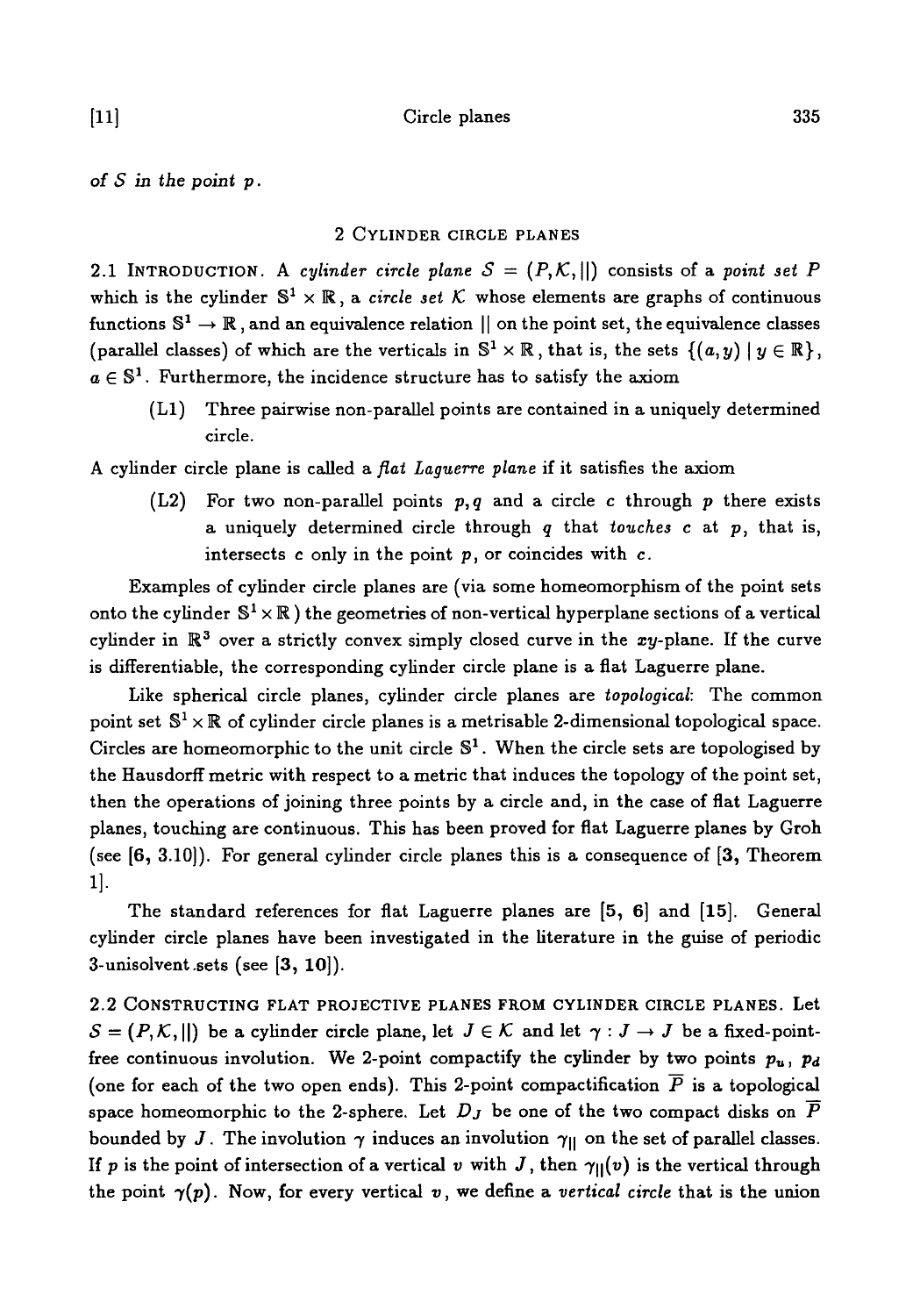*of $\mathcal{S}$ in the point $p$.*

## 2 Cylinder circle planes

2.1 Introduction. A *cylinder circle plane* $\mathcal{S} = (P, \mathcal{K}, ||)$ consists of a *point set* $P$ which is the cylinder $\mathbb{S}^1 \times \mathbb{R}$, a *circle set* $\mathcal{K}$ whose elements are graphs of continuous functions $\mathbb{S}^1 \to \mathbb{R}$, and an equivalence relation $||$ on the point set, the equivalence classes (parallel classes) of which are the verticals in $\mathbb{S}^1 \times \mathbb{R}$, that is, the sets $\{(a, y) \mid y \in \mathbb{R}\}$, $a \in \mathbb{S}^1$. Furthermore, the incidence structure has to satisfy the axiom

(L1) Three pairwise non-parallel points are contained in a uniquely determined circle.

A cylinder circle plane is called a *flat Laguerre plane* if it satisfies the axiom

(L2) For two non-parallel points $p, q$ and a circle $c$ through $p$ there exists a uniquely determined circle through $q$ that *touches* $c$ at $p$, that is, intersects $c$ only in the point $p$, or coincides with $c$.

Examples of cylinder circle planes are (via some homeomorphism of the point sets onto the cylinder $\mathbb{S}^1 \times \mathbb{R}$) the geometries of non-vertical hyperplane sections of a vertical cylinder in $\mathbb{R}^3$ over a strictly convex simply closed curve in the $xy$-plane. If the curve is differentiable, the corresponding cylinder circle plane is a flat Laguerre plane.

Like spherical circle planes, cylinder circle planes are *topological*: The common point set $\mathbb{S}^1 \times \mathbb{R}$ of cylinder circle planes is a metrisable 2-dimensional topological space. Circles are homeomorphic to the unit circle $\mathbb{S}^1$. When the circle sets are topologised by the Hausdorff metric with respect to a metric that induces the topology of the point set, then the operations of joining three points by a circle and, in the case of flat Laguerre planes, touching are continuous. This has been proved for flat Laguerre planes by Groh (see **[6**, 3.10**]**). For general cylinder circle planes this is a consequence of **[3**, Theorem 1**]**.

The standard references for flat Laguerre planes are **[5, 6]** and **[15]**. General cylinder circle planes have been investigated in the literature in the guise of periodic 3-unisolvent sets (see **[3, 10]**).

2.2 Constructing flat projective planes from cylinder circle planes. Let $\mathcal{S} = (P, \mathcal{K}, ||)$ be a cylinder circle plane, let $J \in \mathcal{K}$ and let $\gamma : J \to J$ be a fixed-point-free continuous involution. We 2-point compactify the cylinder by two points $p_u$, $p_d$ (one for each of the two open ends). This 2-point compactification $\overline{P}$ is a topological space homeomorphic to the 2-sphere. Let $D_J$ be one of the two compact disks on $\overline{P}$ bounded by $J$. The involution $\gamma$ induces an involution $\gamma_{||}$ on the set of parallel classes. If $p$ is the point of intersection of a vertical $v$ with $J$, then $\gamma_{||}(v)$ is the vertical through the point $\gamma(p)$. Now, for every vertical $v$, we define a *vertical circle* that is the union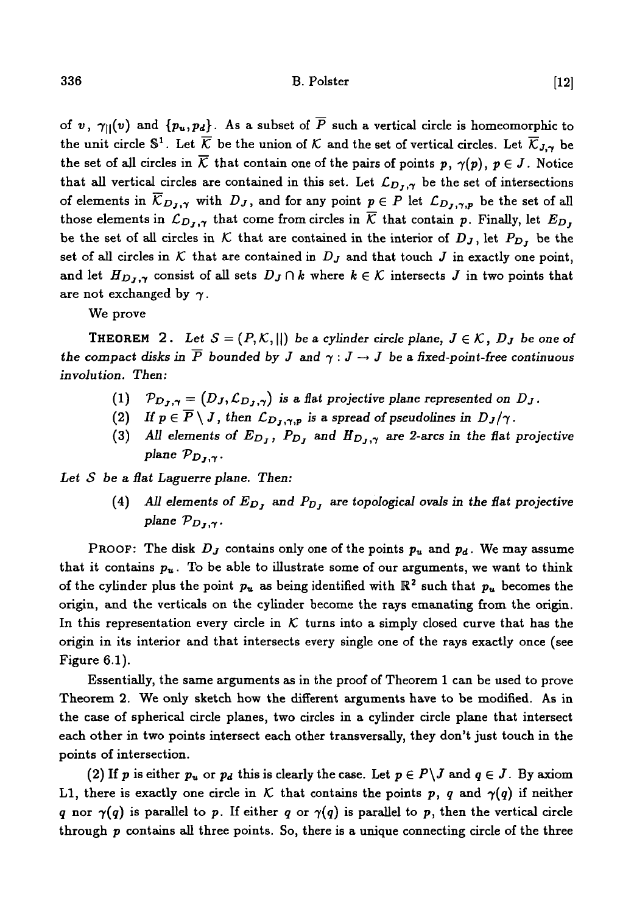of $v$, $\gamma_{||}(v)$ and $\{p_u, p_d\}$. As a subset of $\overline{P}$ such a vertical circle is homeomorphic to the unit circle $\mathbb{S}^1$. Let $\overline{\mathcal{K}}$ be the union of $\mathcal{K}$ and the set of vertical circles. Let $\overline{\mathcal{K}}_{J,\gamma}$ be the set of all circles in $\overline{\mathcal{K}}$ that contain one of the pairs of points $p$, $\gamma(p)$, $p \in J$. Notice that all vertical circles are contained in this set. Let $\mathcal{L}_{D_J,\gamma}$ be the set of intersections of elements in $\overline{\mathcal{K}}_{D_J,\gamma}$ with $D_J$, and for any point $p \in P$ let $\mathcal{L}_{D_J,\gamma,p}$ be the set of all those elements in $\mathcal{L}_{D_J,\gamma}$ that come from circles in $\overline{\mathcal{K}}$ that contain $p$. Finally, let $E_{D_J}$ be the set of all circles in $\mathcal{K}$ that are contained in the interior of $D_J$, let $P_{D_J}$ be the set of all circles in $\mathcal{K}$ that are contained in $D_J$ and that touch $J$ in exactly one point, and let $H_{D_J,\gamma}$ consist of all sets $D_J \cap k$ where $k \in \mathcal{K}$ intersects $J$ in two points that are not exchanged by $\gamma$.

We prove

**THEOREM 2.** *Let $\mathcal{S} = (P, \mathcal{K}, ||)$ be a cylinder circle plane, $J \in \mathcal{K}$, $D_J$ be one of the compact disks in $\overline{P}$ bounded by $J$ and $\gamma : J \to J$ be a fixed-point-free continuous involution. Then:*

(1) *$\mathcal{P}_{D_J,\gamma} = (D_J, \mathcal{L}_{D_J,\gamma})$ is a flat projective plane represented on $D_J$.*

(2) *If $p \in \overline{P} \setminus J$, then $\mathcal{L}_{D_J,\gamma,p}$ is a spread of pseudolines in $D_J/\gamma$.*

(3) *All elements of $E_{D_J}$, $P_{D_J}$ and $H_{D_J,\gamma}$ are 2-arcs in the flat projective plane $\mathcal{P}_{D_J,\gamma}$.*

*Let $\mathcal{S}$ be a flat Laguerre plane. Then:*

(4) *All elements of $E_{D_J}$ and $P_{D_J}$ are topological ovals in the flat projective plane $\mathcal{P}_{D_J,\gamma}$.*

PROOF: The disk $D_J$ contains only one of the points $p_u$ and $p_d$. We may assume that it contains $p_u$. To be able to illustrate some of our arguments, we want to think of the cylinder plus the point $p_u$ as being identified with $\mathbb{R}^2$ such that $p_u$ becomes the origin, and the verticals on the cylinder become the rays emanating from the origin. In this representation every circle in $\mathcal{K}$ turns into a simply closed curve that has the origin in its interior and that intersects every single one of the rays exactly once (see Figure 6.1).

Essentially, the same arguments as in the proof of Theorem 1 can be used to prove Theorem 2. We only sketch how the different arguments have to be modified. As in the case of spherical circle planes, two circles in a cylinder circle plane that intersect each other in two points intersect each other transversally, they don't just touch in the points of intersection.

(2) If $p$ is either $p_u$ or $p_d$ this is clearly the case. Let $p \in P \backslash J$ and $q \in J$. By axiom L1, there is exactly one circle in $\mathcal{K}$ that contains the points $p$, $q$ and $\gamma(q)$ if neither $q$ nor $\gamma(q)$ is parallel to $p$. If either $q$ or $\gamma(q)$ is parallel to $p$, then the vertical circle through $p$ contains all three points. So, there is a unique connecting circle of the three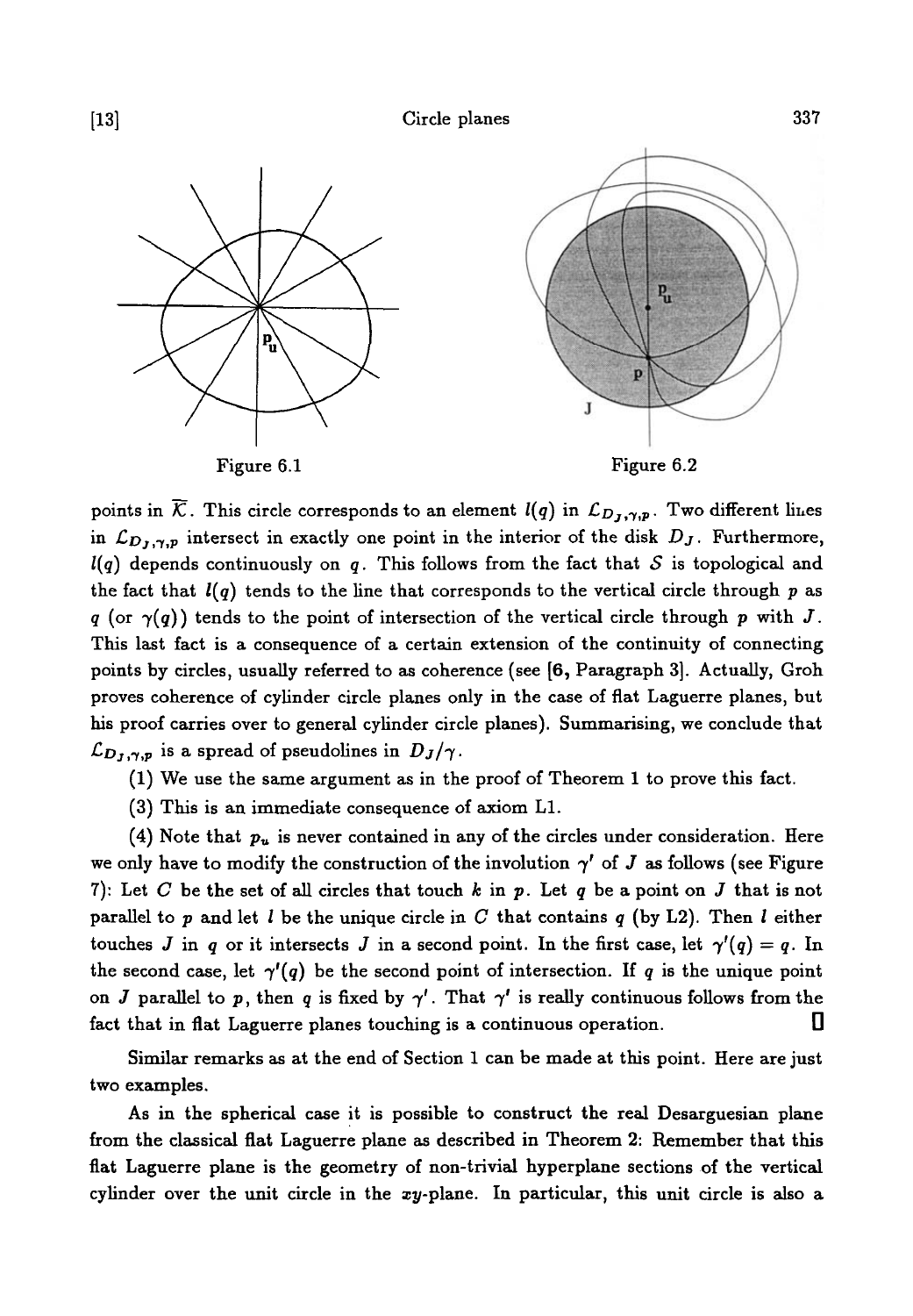Figure 6.1

Figure 6.2

points in $\overline{\mathcal{K}}$. This circle corresponds to an element $l(q)$ in $\mathcal{L}_{D_J,\gamma,p}$. Two different lines in $\mathcal{L}_{D_J,\gamma,p}$ intersect in exactly one point in the interior of the disk $D_J$. Furthermore, $l(q)$ depends continuously on $q$. This follows from the fact that $\mathcal{S}$ is topological and the fact that $l(q)$ tends to the line that corresponds to the vertical circle through $p$ as $q$ (or $\gamma(q)$) tends to the point of intersection of the vertical circle through $p$ with $J$. This last fact is a consequence of a certain extension of the continuity of connecting points by circles, usually referred to as coherence (see [**6**, Paragraph 3]. Actually, Groh proves coherence of cylinder circle planes only in the case of flat Laguerre planes, but his proof carries over to general cylinder circle planes). Summarising, we conclude that $\mathcal{L}_{D_J,\gamma,p}$ is a spread of pseudolines in $D_J/\gamma$.

(1) We use the same argument as in the proof of Theorem 1 to prove this fact.

(3) This is an immediate consequence of axiom L1.

(4) Note that $p_u$ is never contained in any of the circles under consideration. Here we only have to modify the construction of the involution $\gamma'$ of $J$ as follows (see Figure 7): Let $C$ be the set of all circles that touch $k$ in $p$. Let $q$ be a point on $J$ that is not parallel to $p$ and let $l$ be the unique circle in $C$ that contains $q$ (by L2). Then $l$ either touches $J$ in $q$ or it intersects $J$ in a second point. In the first case, let $\gamma'(q) = q$. In the second case, let $\gamma'(q)$ be the second point of intersection. If $q$ is the unique point on $J$ parallel to $p$, then $q$ is fixed by $\gamma'$. That $\gamma'$ is really continuous follows from the fact that in flat Laguerre planes touching is a continuous operation. □

Similar remarks as at the end of Section 1 can be made at this point. Here are just two examples.

As in the spherical case it is possible to construct the real Desarguesian plane from the classical flat Laguerre plane as described in Theorem 2: Remember that this flat Laguerre plane is the geometry of non-trivial hyperplane sections of the vertical cylinder over the unit circle in the $xy$-plane. In particular, this unit circle is also a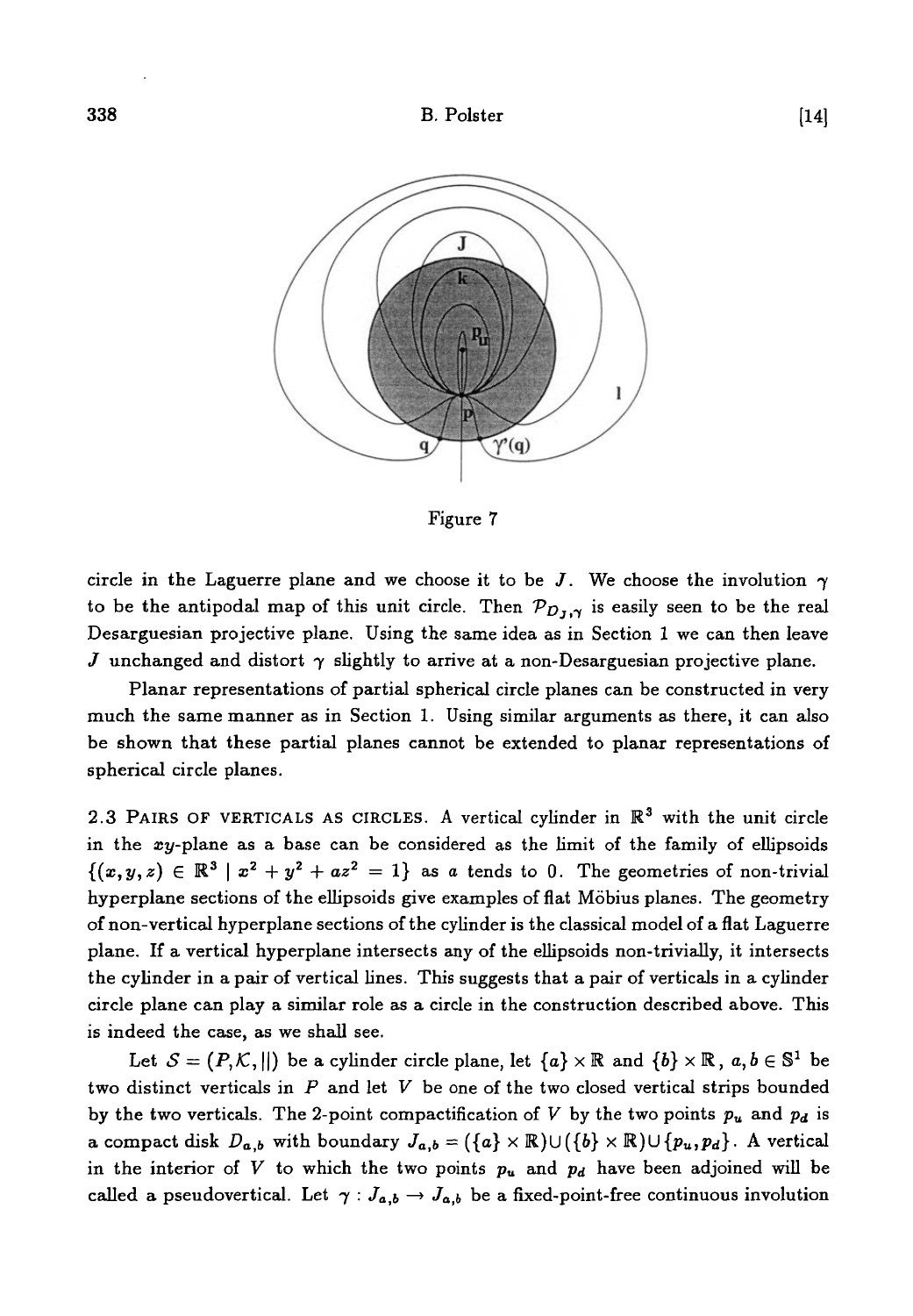Figure 7

circle in the Laguerre plane and we choose it to be $J$. We choose the involution $\gamma$ to be the antipodal map of this unit circle. Then $\mathcal{P}_{D_J,\gamma}$ is easily seen to be the real Desarguesian projective plane. Using the same idea as in Section 1 we can then leave $J$ unchanged and distort $\gamma$ slightly to arrive at a non-Desarguesian projective plane.

Planar representations of partial spherical circle planes can be constructed in very much the same manner as in Section 1. Using similar arguments as there, it can also be shown that these partial planes cannot be extended to planar representations of spherical circle planes.

2.3 Pairs of verticals as circles. A vertical cylinder in $\mathbb{R}^3$ with the unit circle in the $xy$-plane as a base can be considered as the limit of the family of ellipsoids $\{(x, y, z) \in \mathbb{R}^3 \mid x^2 + y^2 + az^2 = 1\}$ as $a$ tends to $0$. The geometries of non-trivial hyperplane sections of the ellipsoids give examples of flat Möbius planes. The geometry of non-vertical hyperplane sections of the cylinder is the classical model of a flat Laguerre plane. If a vertical hyperplane intersects any of the ellipsoids non-trivially, it intersects the cylinder in a pair of vertical lines. This suggests that a pair of verticals in a cylinder circle plane can play a similar role as a circle in the construction described above. This is indeed the case, as we shall see.

Let $\mathcal{S} = (P, \mathcal{K}, ||)$ be a cylinder circle plane, let $\{a\} \times \mathbb{R}$ and $\{b\} \times \mathbb{R}$, $a, b \in \mathbb{S}^1$ be two distinct verticals in $P$ and let $V$ be one of the two closed vertical strips bounded by the two verticals. The 2-point compactification of $V$ by the two points $p_u$ and $p_d$ is a compact disk $D_{a,b}$ with boundary $J_{a,b} = (\{a\} \times \mathbb{R}) \cup (\{b\} \times \mathbb{R}) \cup \{p_u, p_d\}$. A vertical in the interior of $V$ to which the two points $p_u$ and $p_d$ have been adjoined will be called a pseudovertical. Let $\gamma : J_{a,b} \to J_{a,b}$ be a fixed-point-free continuous involution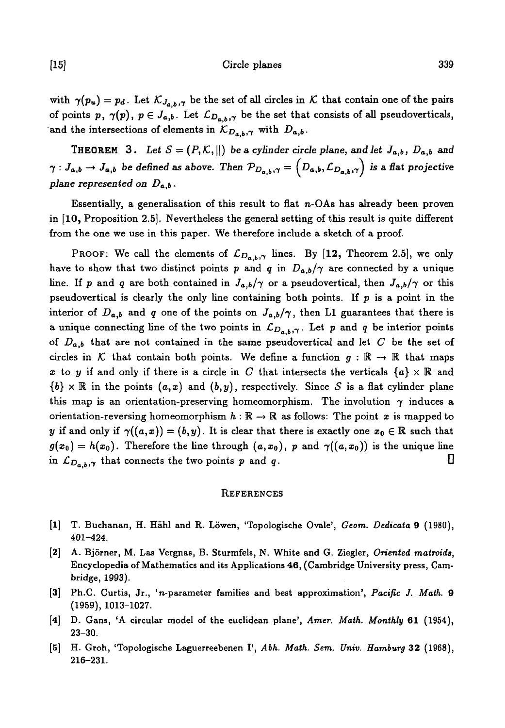with $\gamma(p_u) = p_d$. Let $\mathcal{K}_{J_{a,b},\gamma}$ be the set of all circles in $\mathcal{K}$ that contain one of the pairs of points $p$, $\gamma(p)$, $p \in J_{a,b}$. Let $\mathcal{L}_{D_{a,b},\gamma}$ be the set that consists of all pseudoverticals, and the intersections of elements in $\mathcal{K}_{D_{a,b},\gamma}$ with $D_{a,b}$.

**THEOREM 3.** *Let $S = (P, \mathcal{K}, \|)$ be a cylinder circle plane, and let $J_{a,b}$, $D_{a,b}$ and $\gamma : J_{a,b} \to J_{a,b}$ be defined as above. Then $\mathcal{P}_{D_{a,b},\gamma} = \left(D_{a,b}, \mathcal{L}_{D_{a,b},\gamma}\right)$ is a flat projective plane represented on $D_{a,b}$.*

Essentially, a generalisation of this result to flat $n$-OAs has already been proven in [**10**, Proposition 2.5]. Nevertheless the general setting of this result is quite different from the one we use in this paper. We therefore include a sketch of a proof.

PROOF: We call the elements of $\mathcal{L}_{D_{a,b},\gamma}$ lines. By [**12**, Theorem 2.5], we only have to show that two distinct points $p$ and $q$ in $D_{a,b}/\gamma$ are connected by a unique line. If $p$ and $q$ are both contained in $J_{a,b}/\gamma$ or a pseudovertical, then $J_{a,b}/\gamma$ or this pseudovertical is clearly the only line containing both points. If $p$ is a point in the interior of $D_{a,b}$ and $q$ one of the points on $J_{a,b}/\gamma$, then L1 guarantees that there is a unique connecting line of the two points in $\mathcal{L}_{D_{a,b},\gamma}$. Let $p$ and $q$ be interior points of $D_{a,b}$ that are not contained in the same pseudovertical and let $C$ be the set of circles in $\mathcal{K}$ that contain both points. We define a function $g : \mathbb{R} \to \mathbb{R}$ that maps $x$ to $y$ if and only if there is a circle in $C$ that intersects the verticals $\{a\} \times \mathbb{R}$ and $\{b\} \times \mathbb{R}$ in the points $(a, x)$ and $(b, y)$, respectively. Since $S$ is a flat cylinder plane this map is an orientation-preserving homeomorphism. The involution $\gamma$ induces a orientation-reversing homeomorphism $h : \mathbb{R} \to \mathbb{R}$ as follows: The point $x$ is mapped to $y$ if and only if $\gamma((a,x)) = (b,y)$. It is clear that there is exactly one $x_0 \in \mathbb{R}$ such that $g(x_0) = h(x_0)$. Therefore the line through $(a, x_0)$, $p$ and $\gamma((a, x_0))$ is the unique line in $\mathcal{L}_{D_{a,b},\gamma}$ that connects the two points $p$ and $q$. □

## REFERENCES

[1] T. Buchanan, H. Hähl and R. Löwen, 'Topologische Ovale', *Geom. Dedicata* **9** (1980), 401–424.

[2] A. Björner, M. Las Vergnas, B. Sturmfels, N. White and G. Ziegler, *Oriented matroids*, Encyclopedia of Mathematics and its Applications **46**, (Cambridge University press, Cambridge, 1993).

[3] Ph.C. Curtis, Jr., '$n$-parameter families and best approximation', *Pacific J. Math.* **9** (1959), 1013–1027.

[4] D. Gans, 'A circular model of the euclidean plane', *Amer. Math. Monthly* **61** (1954), 23–30.

[5] H. Groh, 'Topologische Laguerreebenen I', *Abh. Math. Sem. Univ. Hamburg* **32** (1968), 216–231.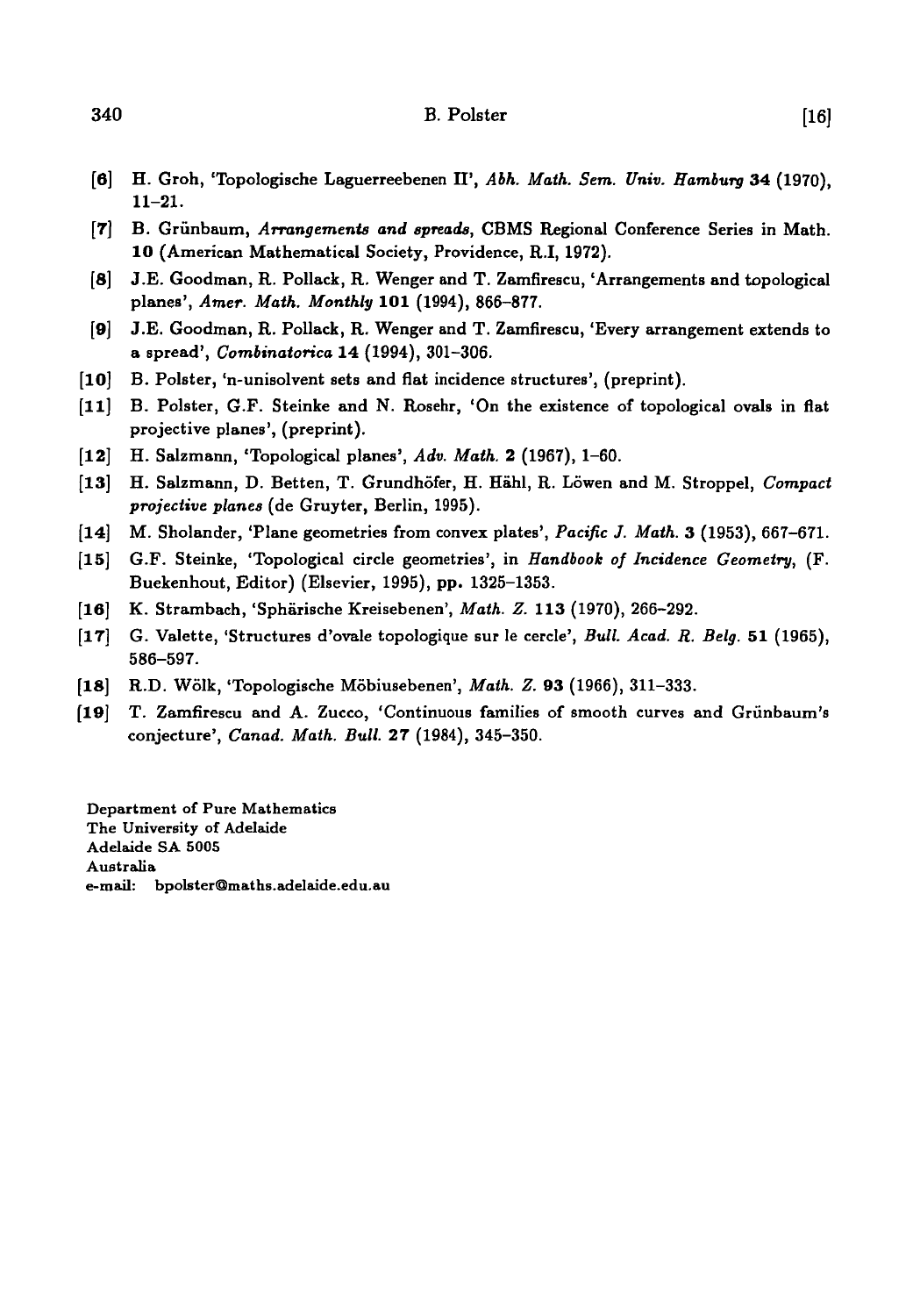[6] H. Groh, 'Topologische Laguerreebenen II', *Abh. Math. Sem. Univ. Hamburg* **34** (1970), 11–21.

[7] B. Grünbaum, *Arrangements and spreads*, CBMS Regional Conference Series in Math. **10** (American Mathematical Society, Providence, R.I, 1972).

[8] J.E. Goodman, R. Pollack, R. Wenger and T. Zamfirescu, 'Arrangements and topological planes', *Amer. Math. Monthly* **101** (1994), 866–877.

[9] J.E. Goodman, R. Pollack, R. Wenger and T. Zamfirescu, 'Every arrangement extends to a spread', *Combinatorica* **14** (1994), 301–306.

[10] B. Polster, 'n-unisolvent sets and flat incidence structures', (preprint).

[11] B. Polster, G.F. Steinke and N. Rosehr, 'On the existence of topological ovals in flat projective planes', (preprint).

[12] H. Salzmann, 'Topological planes', *Adv. Math.* **2** (1967), 1–60.

[13] H. Salzmann, D. Betten, T. Grundhöfer, H. Hähl, R. Löwen and M. Stroppel, *Compact projective planes* (de Gruyter, Berlin, 1995).

[14] M. Sholander, 'Plane geometries from convex plates', *Pacific J. Math.* **3** (1953), 667–671.

[15] G.F. Steinke, 'Topological circle geometries', in *Handbook of Incidence Geometry*, (F. Buekenhout, Editor) (Elsevier, 1995), pp. 1325–1353.

[16] K. Strambach, 'Sphärische Kreisebenen', *Math. Z.* **113** (1970), 266–292.

[17] G. Valette, 'Structures d'ovale topologique sur le cercle', *Bull. Acad. R. Belg.* **51** (1965), 586–597.

[18] R.D. Wölk, 'Topologische Möbiusebenen', *Math. Z.* **93** (1966), 311–333.

[19] T. Zamfirescu and A. Zucco, 'Continuous families of smooth curves and Grünbaum's conjecture', *Canad. Math. Bull.* **27** (1984), 345–350.

Department of Pure Mathematics
The University of Adelaide
Adelaide SA 5005
Australia
e-mail: bpolster@maths.adelaide.edu.au